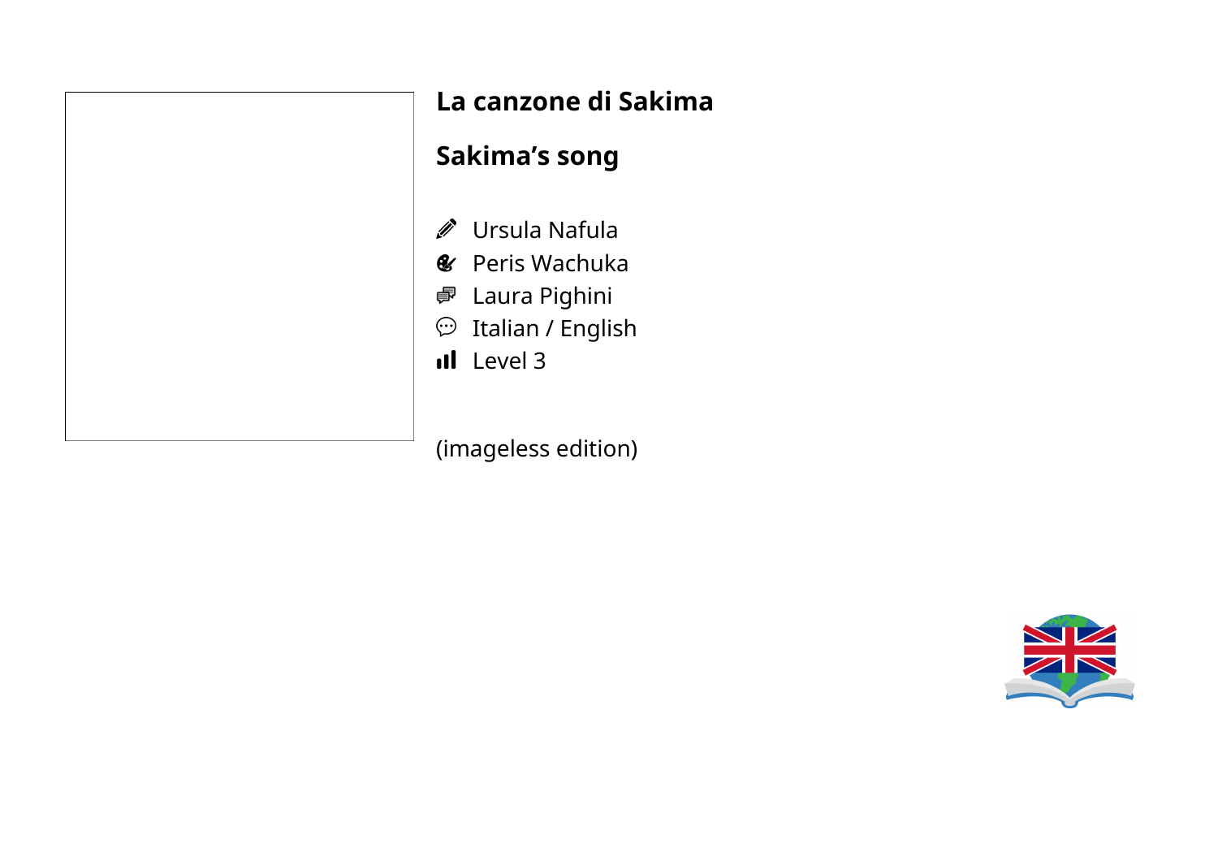# La canzone di Sakima

# Sakima’s song

- Ursula Nafula
- Peris Wachuka
- Laura Pighini
- Italian / English
- Level 3

(imageless edition)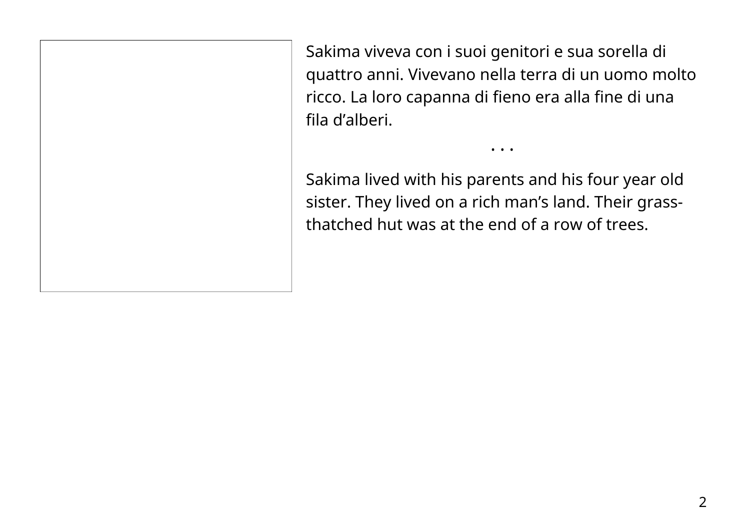Sakima viveva con i suoi genitori e sua sorella di quattro anni. Vivevano nella terra di un uomo molto ricco. La loro capanna di fieno era alla fine di una fila d'alberi.

• • •

Sakima lived with his parents and his four year old sister. They lived on a rich man's land. Their grass-thatched hut was at the end of a row of trees.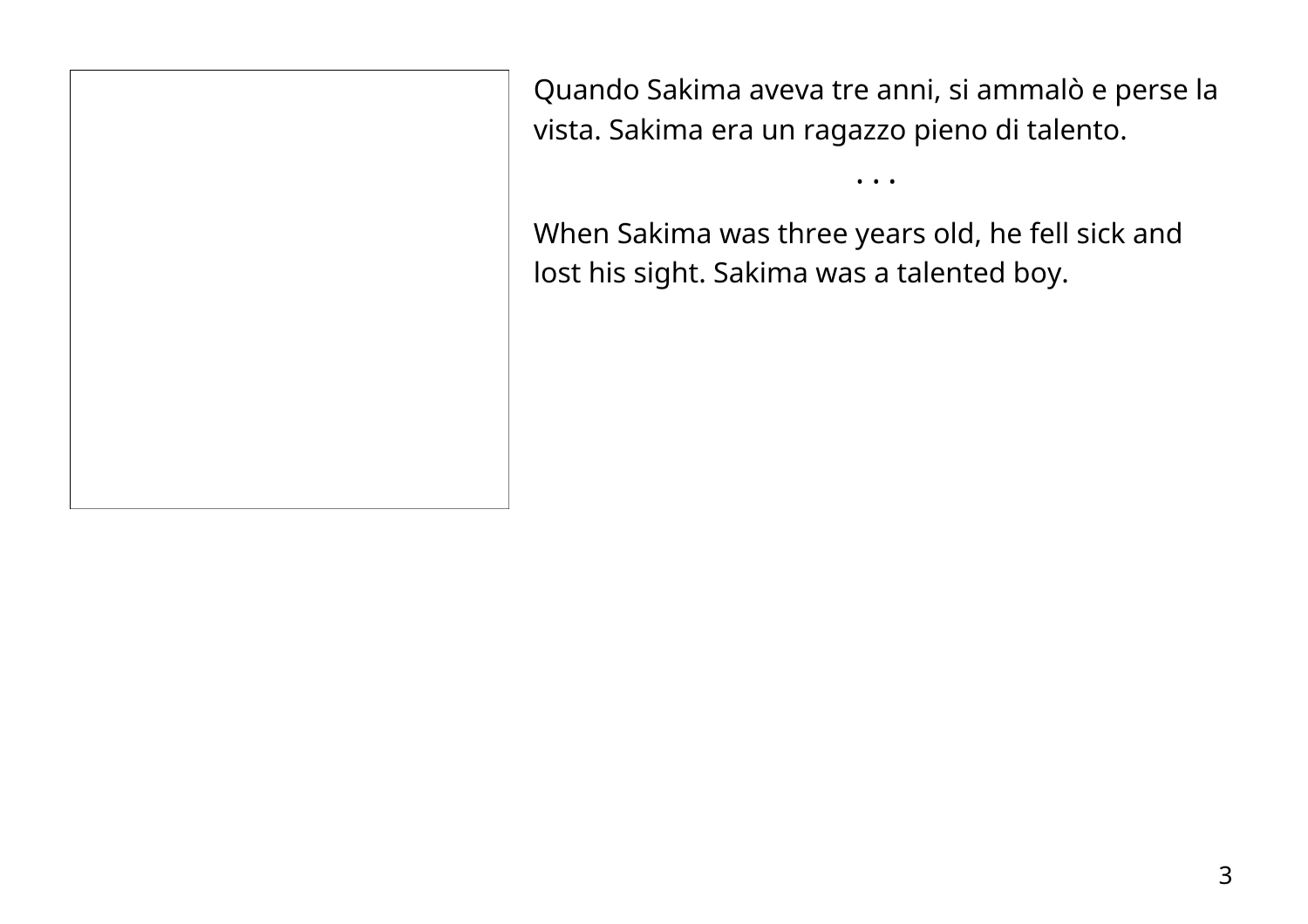Quando Sakima aveva tre anni, si ammalò e perse la vista. Sakima era un ragazzo pieno di talento.

. . .

When Sakima was three years old, he fell sick and lost his sight. Sakima was a talented boy.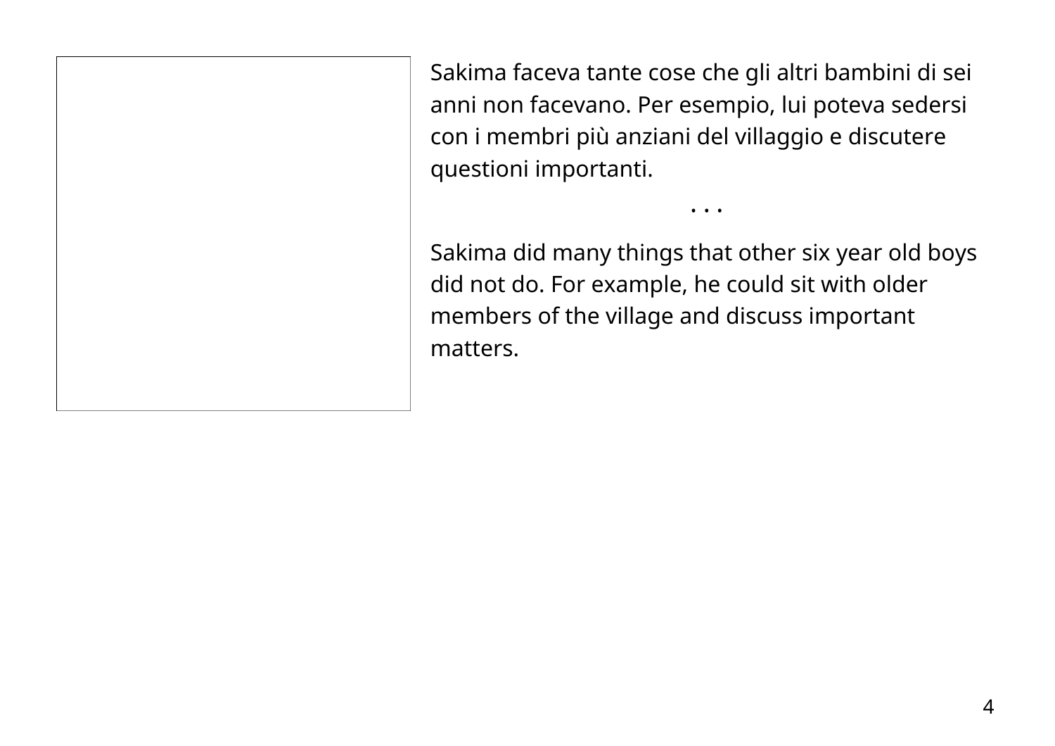Sakima faceva tante cose che gli altri bambini di sei anni non facevano. Per esempio, lui poteva sedersi con i membri più anziani del villaggio e discutere questioni importanti.

. . .

Sakima did many things that other six year old boys did not do. For example, he could sit with older members of the village and discuss important matters.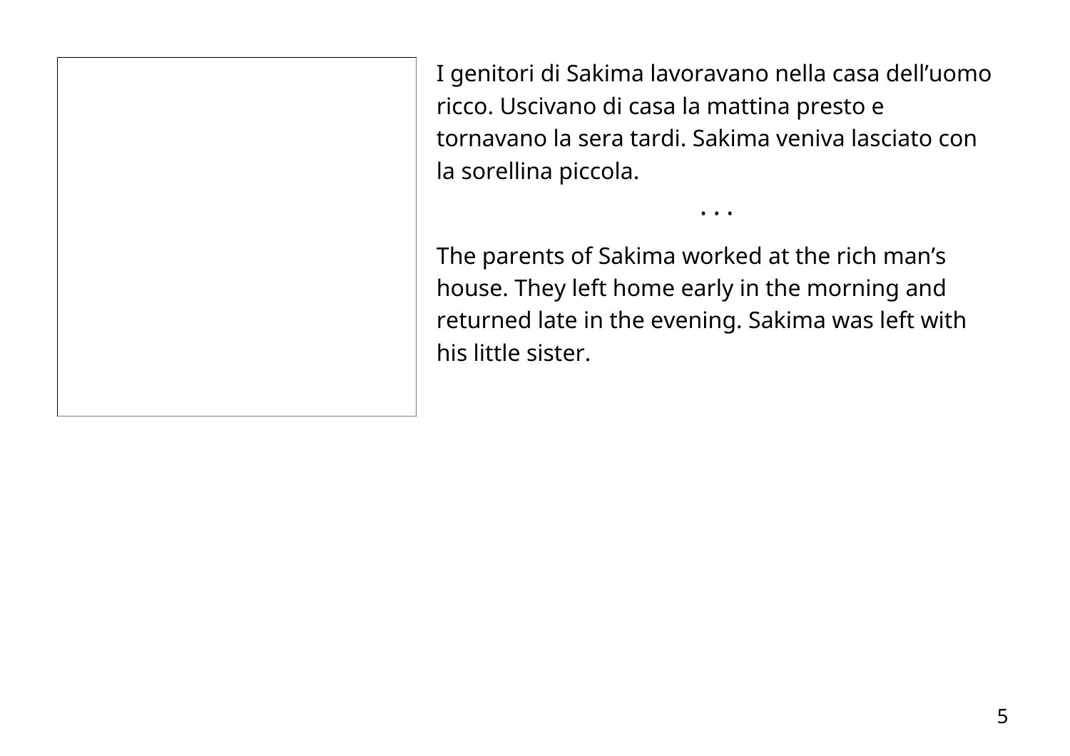I genitori di Sakima lavoravano nella casa dell’uomo ricco. Uscivano di casa la mattina presto e tornavano la sera tardi. Sakima veniva lasciato con la sorellina piccola.

• • •

The parents of Sakima worked at the rich man’s house. They left home early in the morning and returned late in the evening. Sakima was left with his little sister.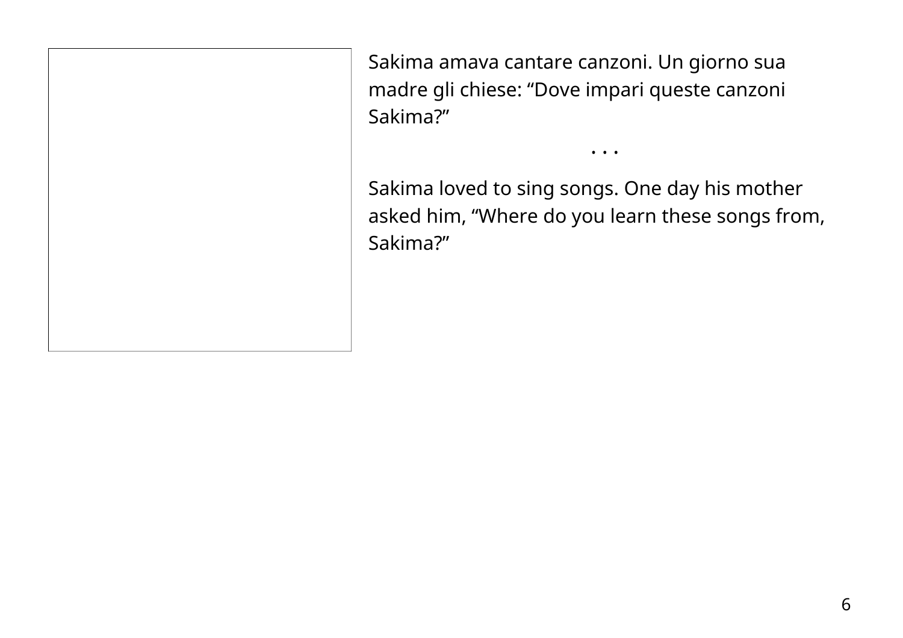Sakima amava cantare canzoni. Un giorno sua madre gli chiese: “Dove impari queste canzoni Sakima?”

. . .

Sakima loved to sing songs. One day his mother asked him, “Where do you learn these songs from, Sakima?”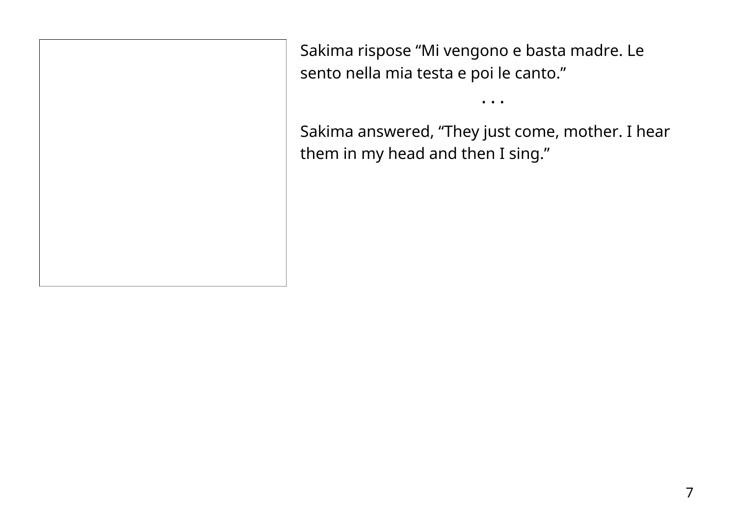Sakima rispose “Mi vengono e basta madre. Le sento nella mia testa e poi le canto.”

. . .

Sakima answered, “They just come, mother. I hear them in my head and then I sing.”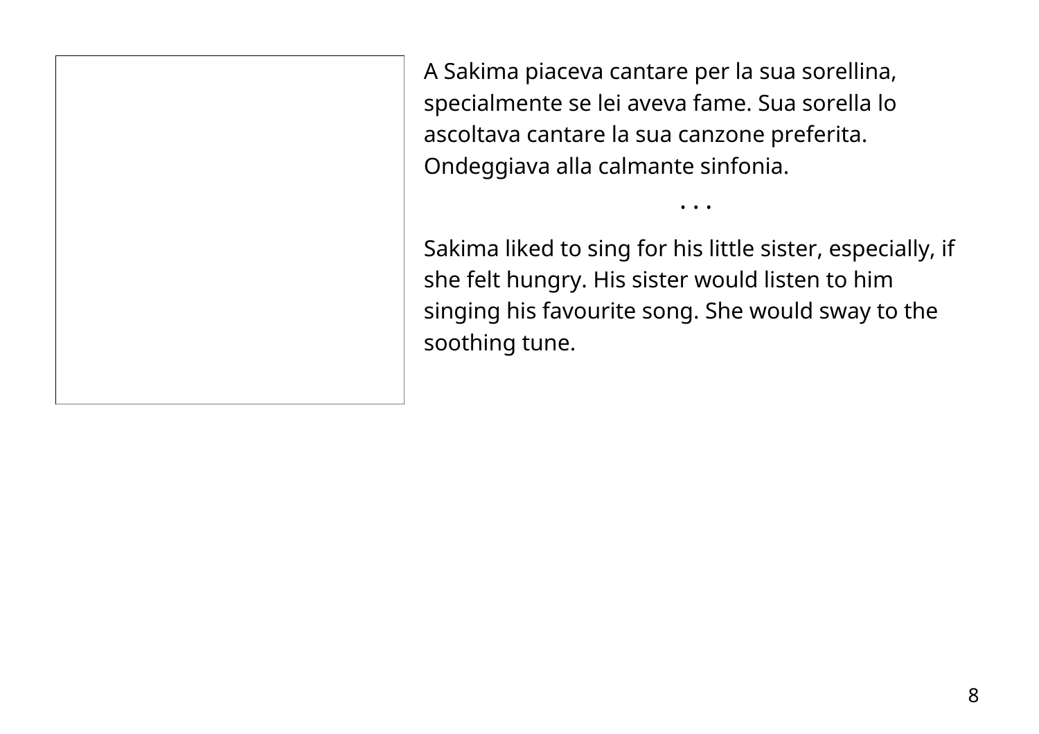A Sakima piaceva cantare per la sua sorellina, specialmente se lei aveva fame. Sua sorella lo ascoltava cantare la sua canzone preferita. Ondeggiava alla calmante sinfonia.

• • •

Sakima liked to sing for his little sister, especially, if she felt hungry. His sister would listen to him singing his favourite song. She would sway to the soothing tune.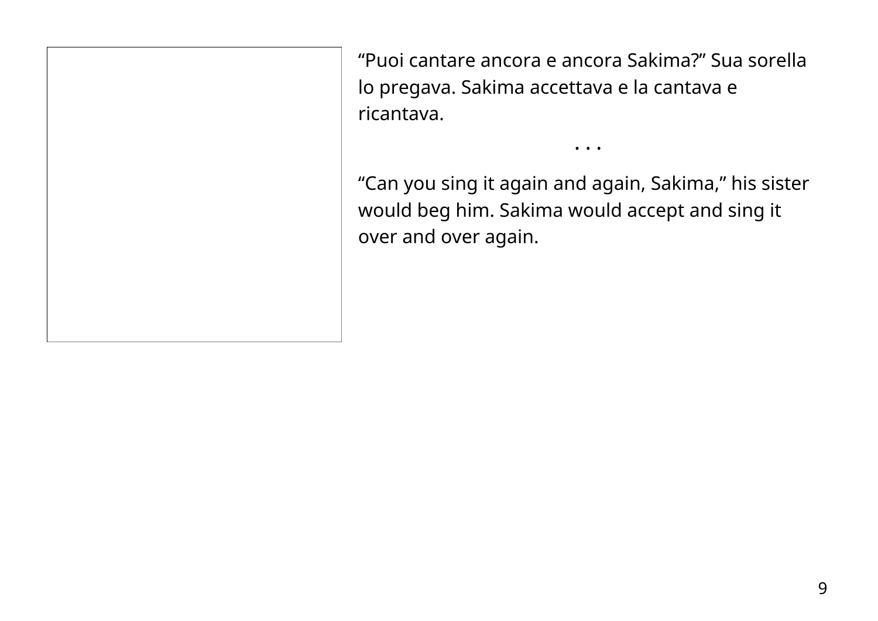“Puoi cantare ancora e ancora Sakima?” Sua sorella lo pregava. Sakima accettava e la cantava e ricantava.

. . .

“Can you sing it again and again, Sakima,” his sister would beg him. Sakima would accept and sing it over and over again.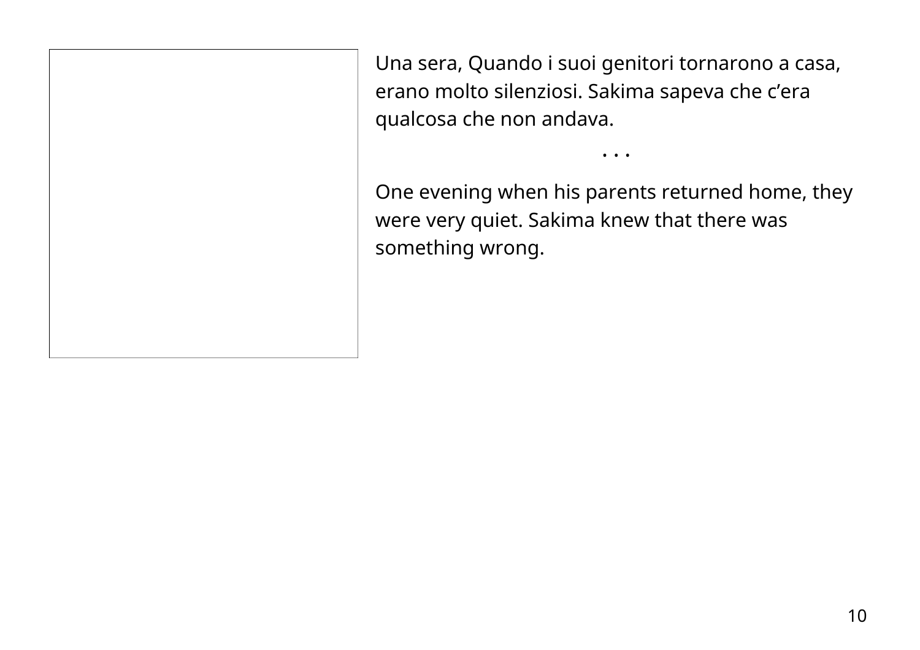Una sera, Quando i suoi genitori tornarono a casa, erano molto silenziosi. Sakima sapeva che c’era qualcosa che non andava.

• • •

One evening when his parents returned home, they were very quiet. Sakima knew that there was something wrong.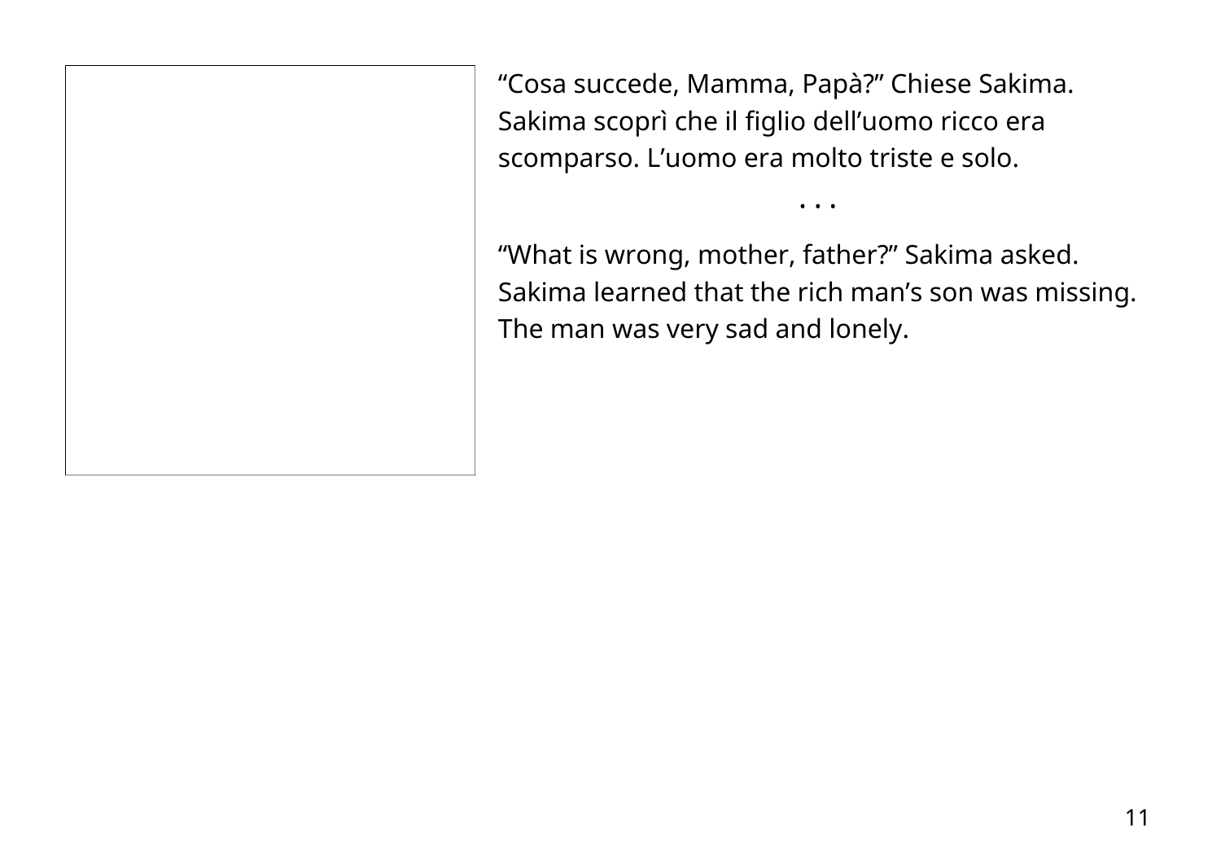“Cosa succede, Mamma, Papà?” Chiese Sakima. Sakima scoprì che il figlio dell’uomo ricco era scomparso. L’uomo era molto triste e solo.

. . .

“What is wrong, mother, father?” Sakima asked. Sakima learned that the rich man’s son was missing. The man was very sad and lonely.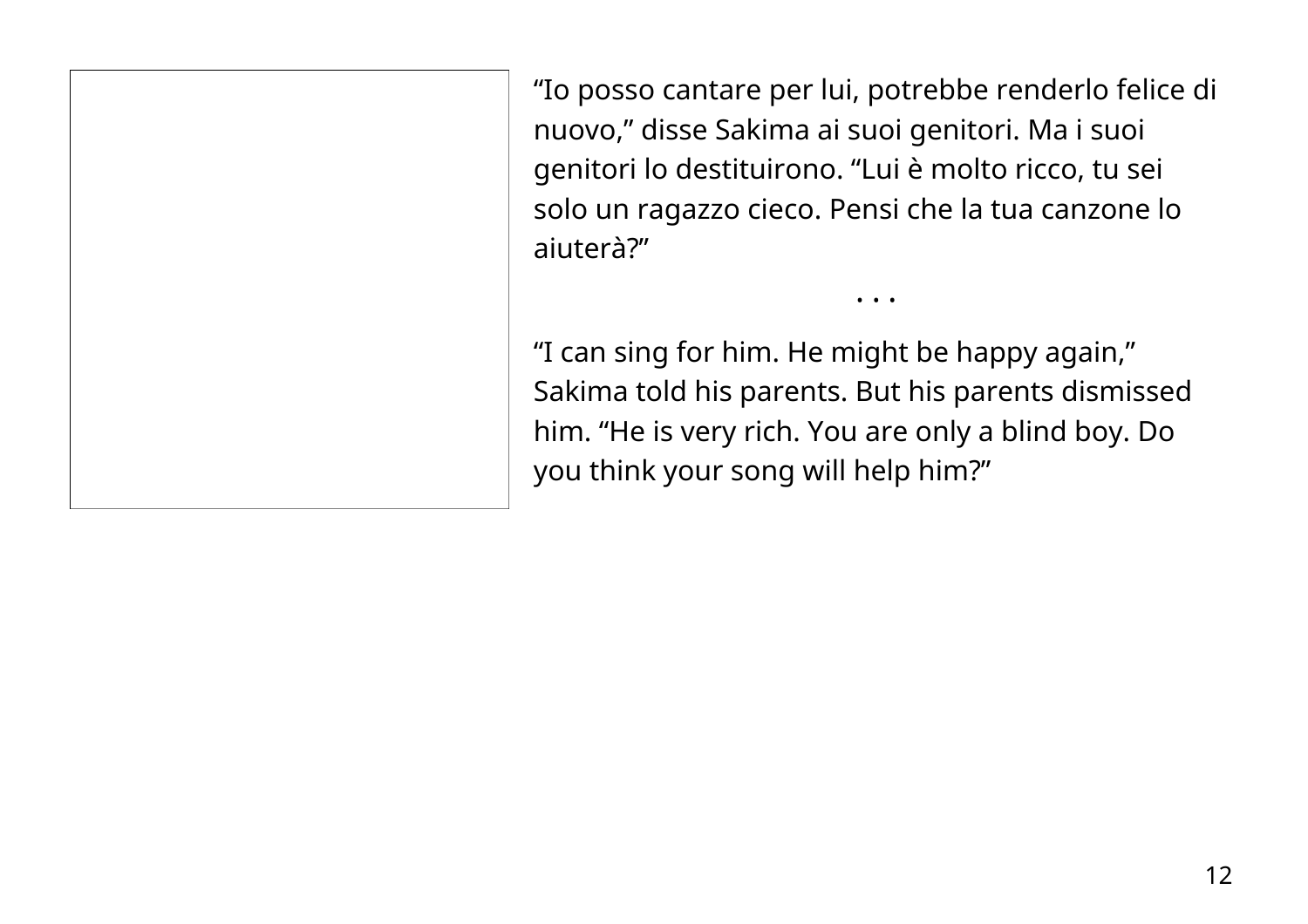“Io posso cantare per lui, potrebbe renderlo felice di nuovo,” disse Sakima ai suoi genitori. Ma i suoi genitori lo destituirono. “Lui è molto ricco, tu sei solo un ragazzo cieco. Pensi che la tua canzone lo aiuterà?”

• • •

“I can sing for him. He might be happy again,” Sakima told his parents. But his parents dismissed him. “He is very rich. You are only a blind boy. Do you think your song will help him?”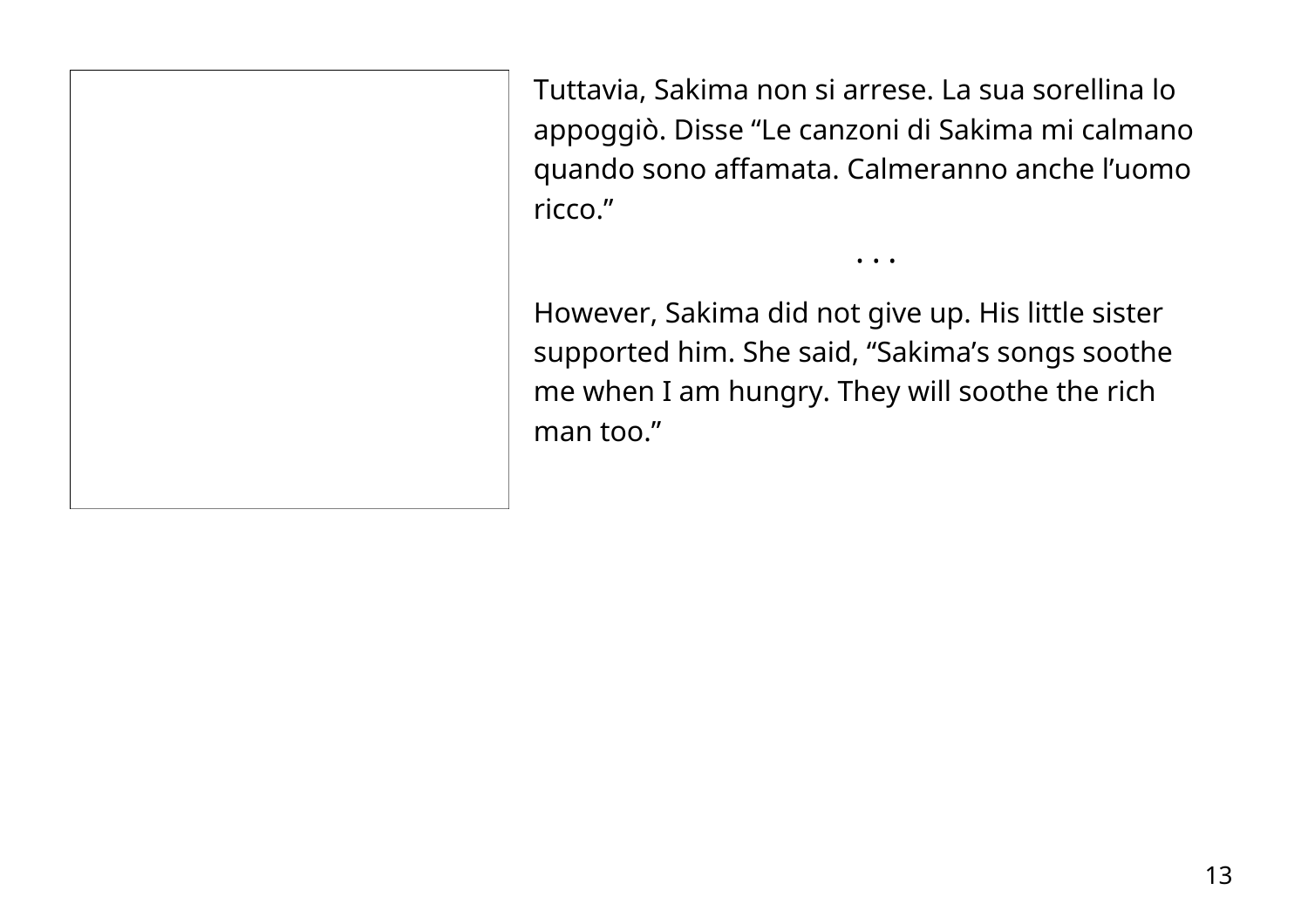Tuttavia, Sakima non si arrese. La sua sorellina lo appoggiò. Disse “Le canzoni di Sakima mi calmano quando sono affamata. Calmeranno anche l’uomo ricco.”

• • •

However, Sakima did not give up. His little sister supported him. She said, “Sakima’s songs soothe me when I am hungry. They will soothe the rich man too.”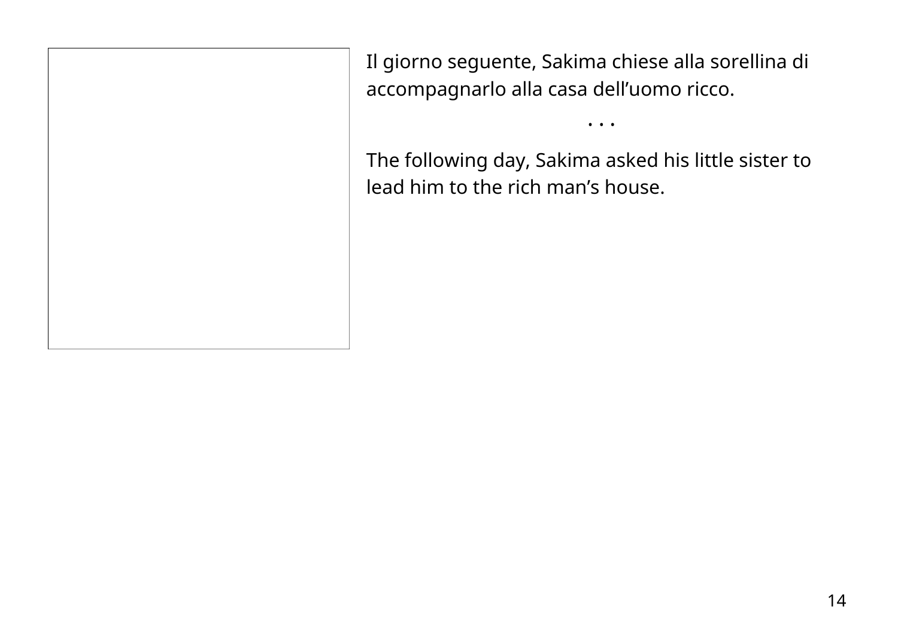Il giorno seguente, Sakima chiese alla sorellina di accompagnarlo alla casa dell’uomo ricco.

· · ·

The following day, Sakima asked his little sister to lead him to the rich man’s house.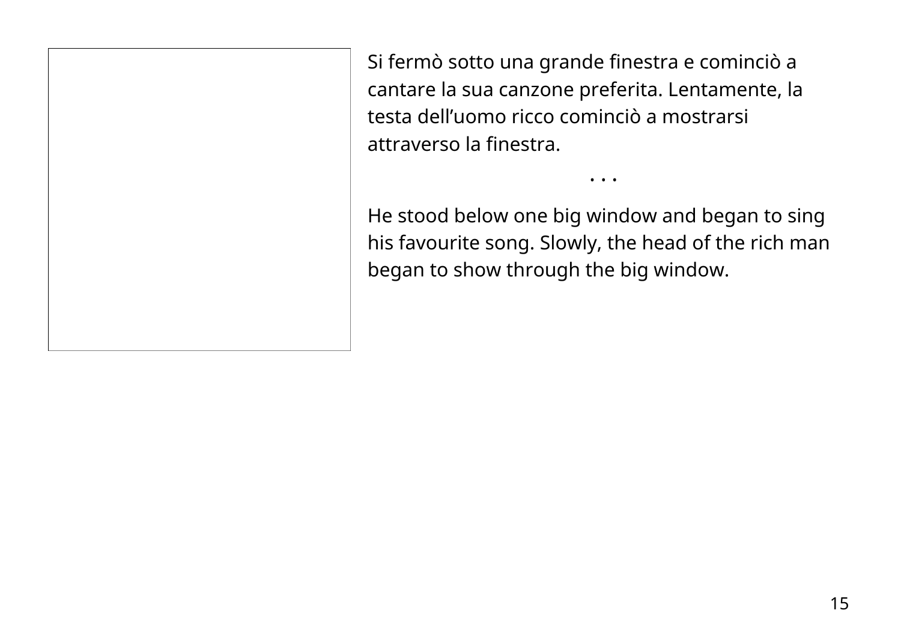Si fermò sotto una grande finestra e cominciò a cantare la sua canzone preferita. Lentamente, la testa dell'uomo ricco cominciò a mostrarsi attraverso la finestra.

• • •

He stood below one big window and began to sing his favourite song. Slowly, the head of the rich man began to show through the big window.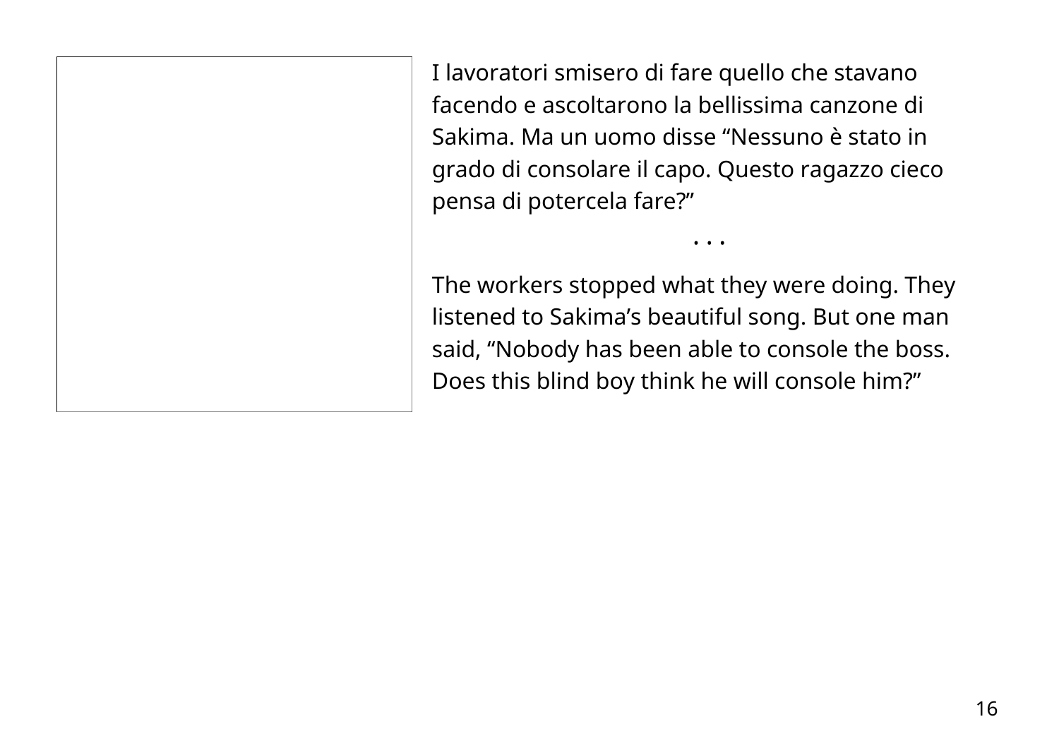I lavoratori smisero di fare quello che stavano facendo e ascoltarono la bellissima canzone di Sakima. Ma un uomo disse “Nessuno è stato in grado di consolare il capo. Questo ragazzo cieco pensa di potercela fare?”

· · ·

The workers stopped what they were doing. They listened to Sakima’s beautiful song. But one man said, “Nobody has been able to console the boss. Does this blind boy think he will console him?”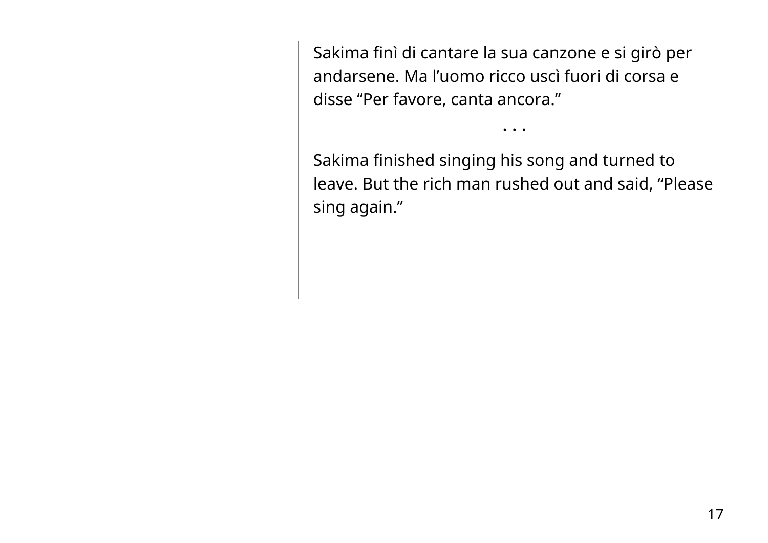Sakima finì di cantare la sua canzone e si girò per andarsene. Ma l’uomo ricco uscì fuori di corsa e disse “Per favore, canta ancora.”

• • •

Sakima finished singing his song and turned to leave. But the rich man rushed out and said, “Please sing again.”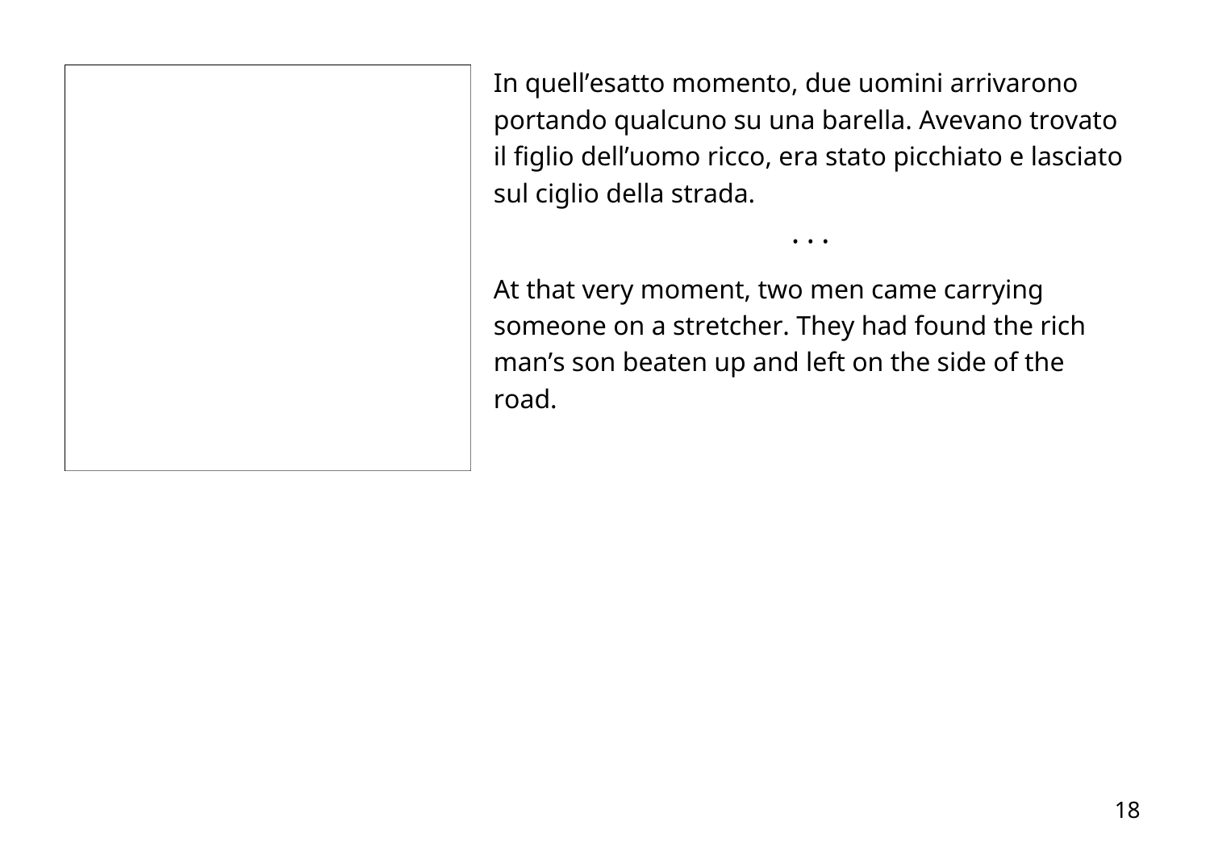In quell’esatto momento, due uomini arrivarono portando qualcuno su una barella. Avevano trovato il figlio dell’uomo ricco, era stato picchiato e lasciato sul ciglio della strada.

. . .

At that very moment, two men came carrying someone on a stretcher. They had found the rich man’s son beaten up and left on the side of the road.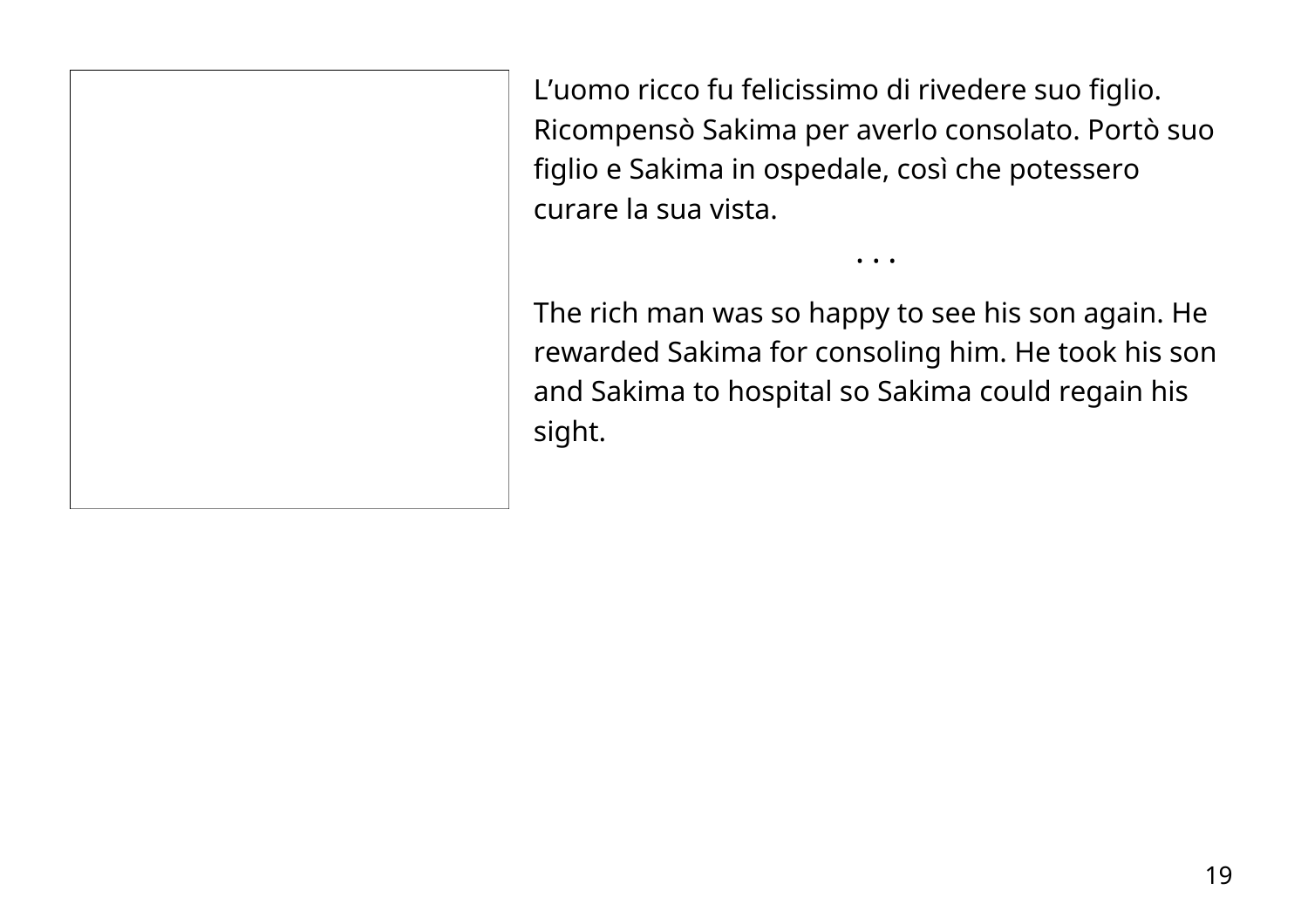L’uomo ricco fu felicissimo di rivedere suo figlio. Ricompensò Sakima per averlo consolato. Portò suo figlio e Sakima in ospedale, così che potessero curare la sua vista.

• • •

The rich man was so happy to see his son again. He rewarded Sakima for consoling him. He took his son and Sakima to hospital so Sakima could regain his sight.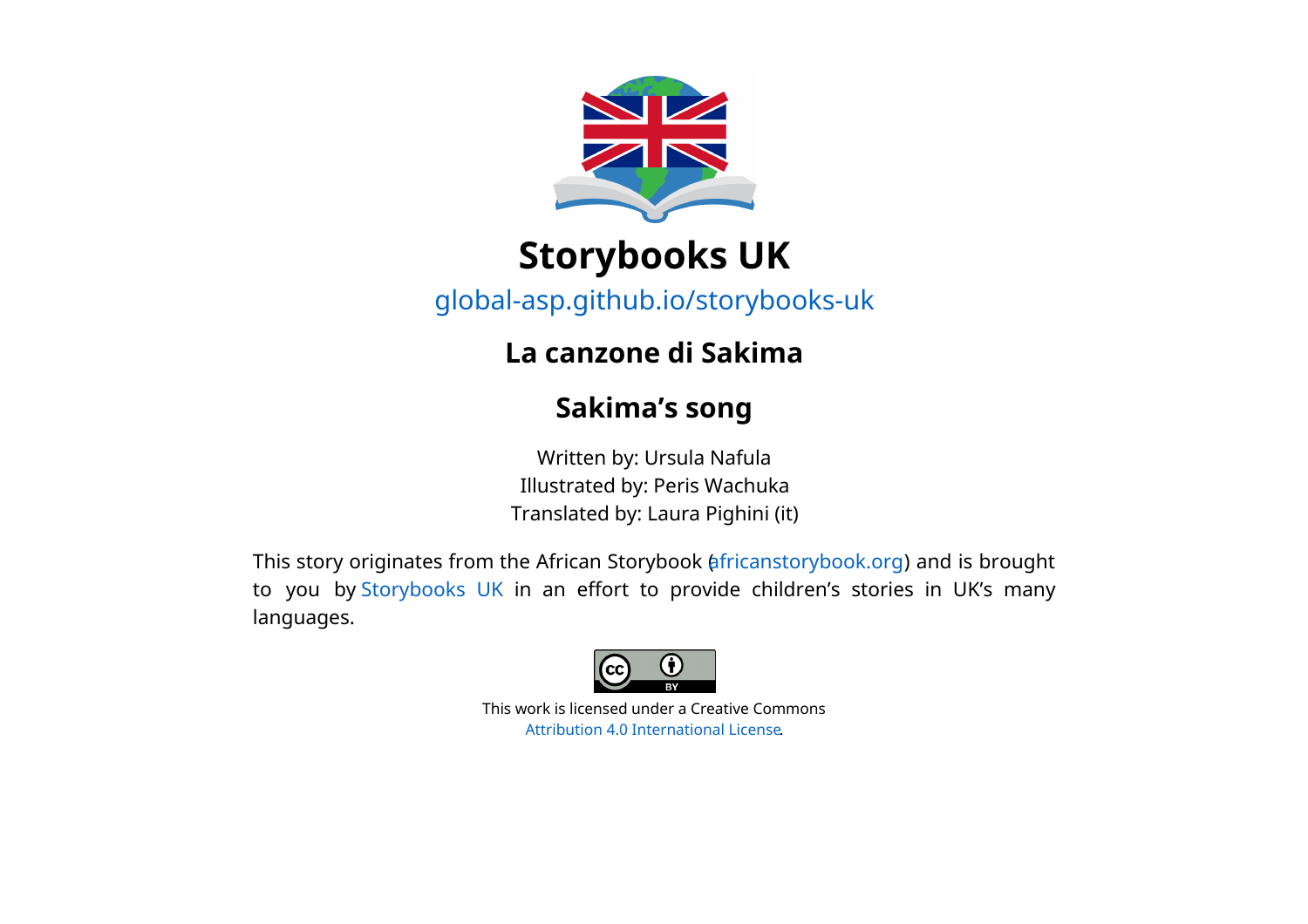# Storybooks UK

global-asp.github.io/storybooks-uk

## La canzone di Sakima

## Sakima’s song

Written by: Ursula Nafula
Illustrated by: Peris Wachuka
Translated by: Laura Pighini (it)

This story originates from the African Storybook (africanstorybook.org) and is brought to you by Storybooks UK in an effort to provide children’s stories in UK’s many languages.

This work is licensed under a Creative Commons Attribution 4.0 International License.